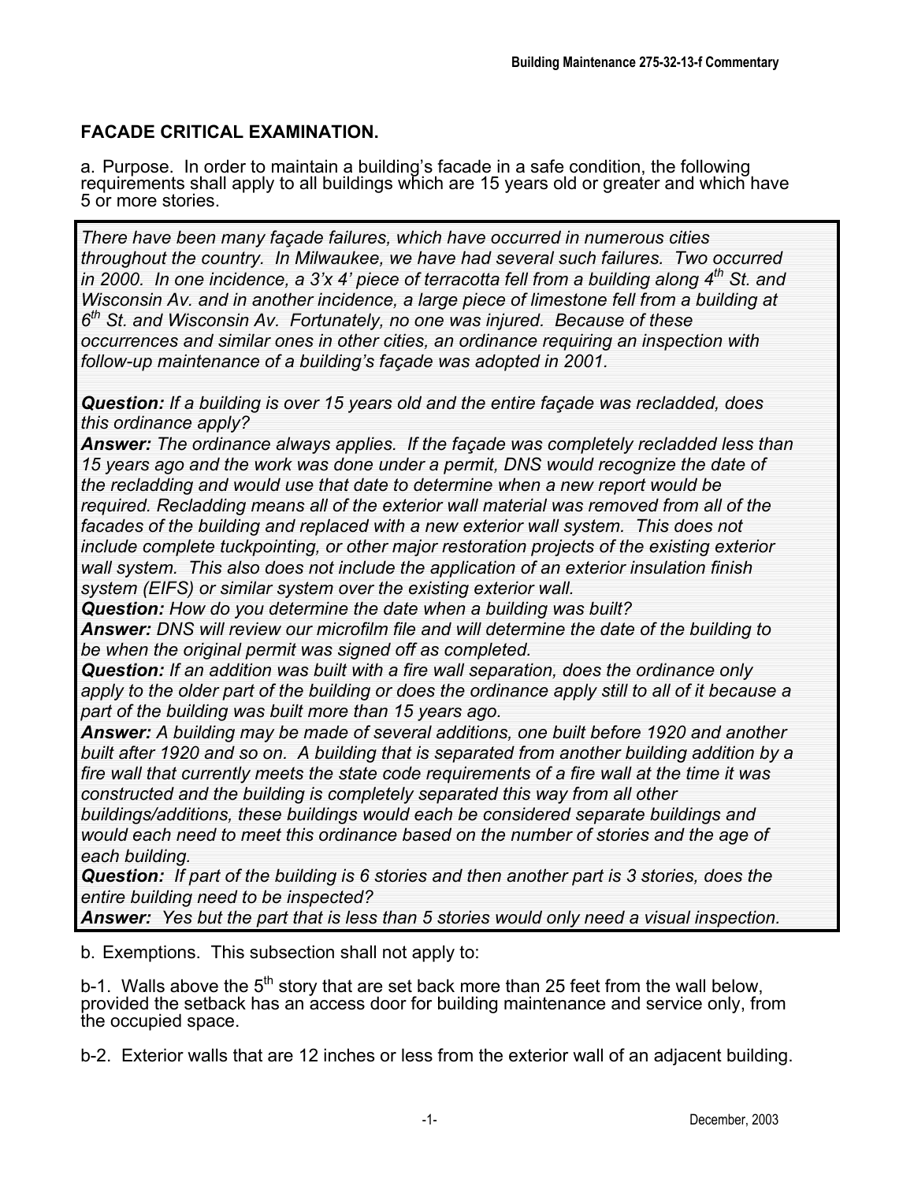## FACADE CRITICAL EXAMINATION.

a. Purpose. In order to maintain a building's facade in a safe condition, the following requirements shall apply to all buildings which are 15 years old or greater and which have 5 or more stories.

*There have been many façade failures, which have occurred in numerous cities throughout the country. In Milwaukee, we have had several such failures. Two occurred in 2000. In one incidence, a 3'x 4' piece of terracotta fell from a building along 4th St. and Wisconsin Av. and in another incidence, a large piece of limestone fell from a building at 6th St. and Wisconsin Av. Fortunately, no one was injured. Because of these occurrences and similar ones in other cities, an ordinance requiring an inspection with follow-up maintenance of a building's façade was adopted in 2001.*

***Question:*** *If a building is over 15 years old and the entire façade was recladded, does this ordinance apply?*
***Answer:*** *The ordinance always applies. If the façade was completely recladded less than 15 years ago and the work was done under a permit, DNS would recognize the date of the recladding and would use that date to determine when a new report would be required. Recladding means all of the exterior wall material was removed from all of the facades of the building and replaced with a new exterior wall system. This does not include complete tuckpointing, or other major restoration projects of the existing exterior wall system. This also does not include the application of an exterior insulation finish system (EIFS) or similar system over the existing exterior wall.*
***Question:*** *How do you determine the date when a building was built?*
***Answer:*** *DNS will review our microfilm file and will determine the date of the building to be when the original permit was signed off as completed.*
***Question:*** *If an addition was built with a fire wall separation, does the ordinance only apply to the older part of the building or does the ordinance apply still to all of it because a part of the building was built more than 15 years ago.*
***Answer:*** *A building may be made of several additions, one built before 1920 and another built after 1920 and so on. A building that is separated from another building addition by a fire wall that currently meets the state code requirements of a fire wall at the time it was constructed and the building is completely separated this way from all other buildings/additions, these buildings would each be considered separate buildings and would each need to meet this ordinance based on the number of stories and the age of each building.*
***Question:*** *If part of the building is 6 stories and then another part is 3 stories, does the entire building need to be inspected?*
***Answer:*** *Yes but the part that is less than 5 stories would only need a visual inspection.*

b. Exemptions. This subsection shall not apply to:

b-1. Walls above the 5th story that are set back more than 25 feet from the wall below, provided the setback has an access door for building maintenance and service only, from the occupied space.

b-2. Exterior walls that are 12 inches or less from the exterior wall of an adjacent building.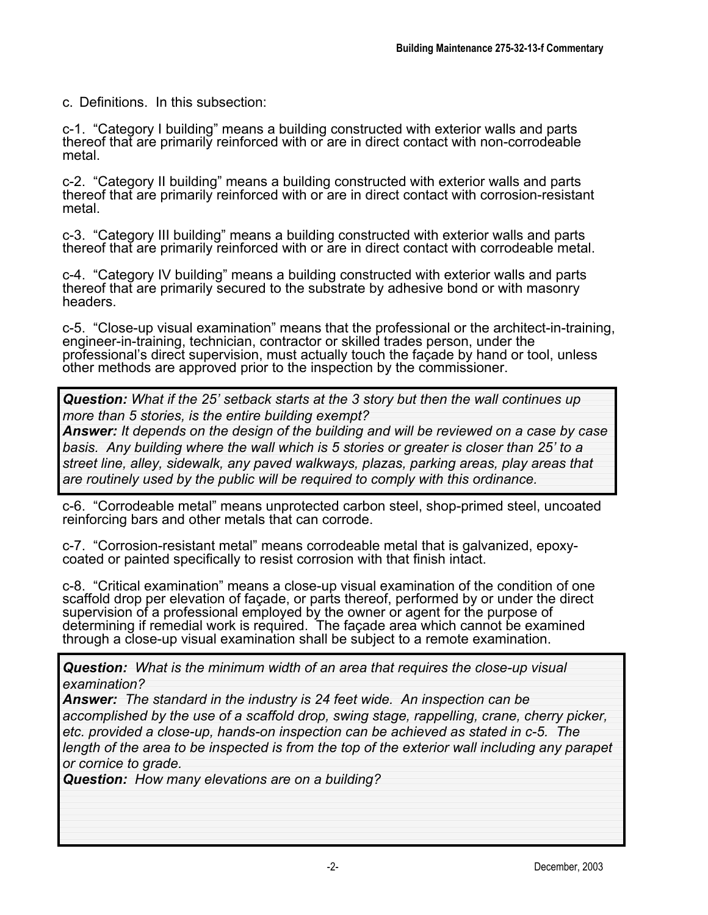c. Definitions. In this subsection:

c-1. "Category I building" means a building constructed with exterior walls and parts thereof that are primarily reinforced with or are in direct contact with non-corrodeable metal.

c-2. "Category II building" means a building constructed with exterior walls and parts thereof that are primarily reinforced with or are in direct contact with corrosion-resistant metal.

c-3. "Category III building" means a building constructed with exterior walls and parts thereof that are primarily reinforced with or are in direct contact with corrodeable metal.

c-4. "Category IV building" means a building constructed with exterior walls and parts thereof that are primarily secured to the substrate by adhesive bond or with masonry headers.

c-5. "Close-up visual examination" means that the professional or the architect-in-training, engineer-in-training, technician, contractor or skilled trades person, under the professional's direct supervision, must actually touch the façade by hand or tool, unless other methods are approved prior to the inspection by the commissioner.

> ***Question:*** *What if the 25' setback starts at the 3 story but then the wall continues up more than 5 stories, is the entire building exempt?*
> ***Answer:*** *It depends on the design of the building and will be reviewed on a case by case basis. Any building where the wall which is 5 stories or greater is closer than 25' to a street line, alley, sidewalk, any paved walkways, plazas, parking areas, play areas that are routinely used by the public will be required to comply with this ordinance.*

c-6. "Corrodeable metal" means unprotected carbon steel, shop-primed steel, uncoated reinforcing bars and other metals that can corrode.

c-7. "Corrosion-resistant metal" means corrodeable metal that is galvanized, epoxy-coated or painted specifically to resist corrosion with that finish intact.

c-8. "Critical examination" means a close-up visual examination of the condition of one scaffold drop per elevation of façade, or parts thereof, performed by or under the direct supervision of a professional employed by the owner or agent for the purpose of determining if remedial work is required. The façade area which cannot be examined through a close-up visual examination shall be subject to a remote examination.

> ***Question:*** *What is the minimum width of an area that requires the close-up visual examination?*
> ***Answer:*** *The standard in the industry is 24 feet wide. An inspection can be accomplished by the use of a scaffold drop, swing stage, rappelling, crane, cherry picker, etc. provided a close-up, hands-on inspection can be achieved as stated in c-5. The length of the area to be inspected is from the top of the exterior wall including any parapet or cornice to grade.*
> ***Question:*** *How many elevations are on a building?*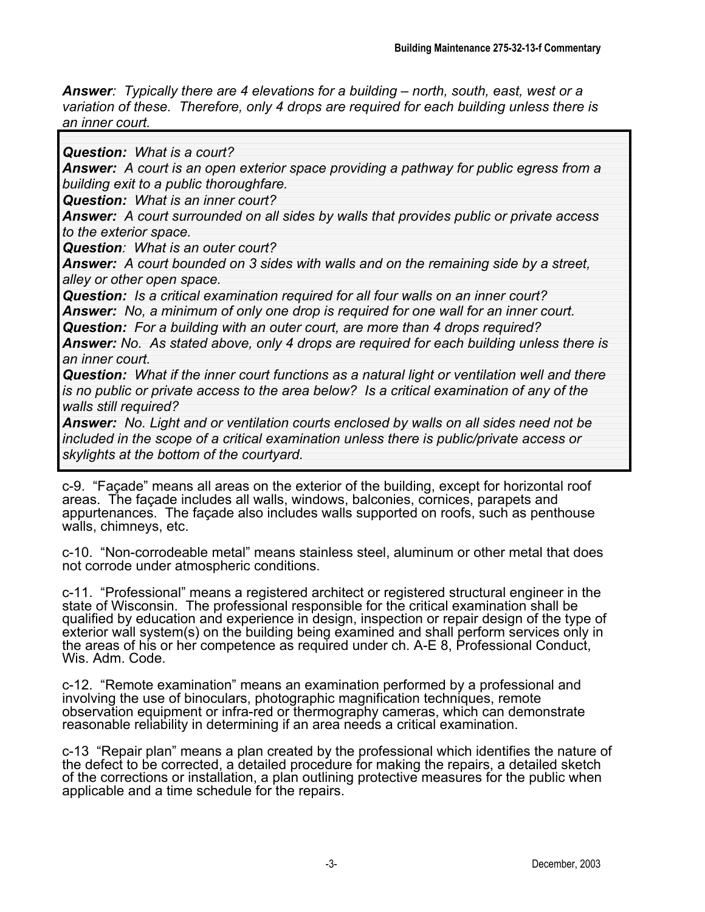***Answer****: Typically there are 4 elevations for a building – north, south, east, west or a variation of these. Therefore, only 4 drops are required for each building unless there is an inner court.*

***Question:*** *What is a court?*

***Answer:*** *A court is an open exterior space providing a pathway for public egress from a building exit to a public thoroughfare.*

***Question:*** *What is an inner court?*

***Answer:*** *A court surrounded on all sides by walls that provides public or private access to the exterior space.*

***Question****: What is an outer court?*

***Answer:*** *A court bounded on 3 sides with walls and on the remaining side by a street, alley or other open space.*

***Question:*** *Is a critical examination required for all four walls on an inner court?*

***Answer:*** *No, a minimum of only one drop is required for one wall for an inner court.*

***Question:*** *For a building with an outer court, are more than 4 drops required?*

***Answer:*** *No. As stated above, only 4 drops are required for each building unless there is an inner court.*

***Question:*** *What if the inner court functions as a natural light or ventilation well and there is no public or private access to the area below? Is a critical examination of any of the walls still required?*

***Answer:*** *No. Light and or ventilation courts enclosed by walls on all sides need not be included in the scope of a critical examination unless there is public/private access or skylights at the bottom of the courtyard.*

c-9. "Façade" means all areas on the exterior of the building, except for horizontal roof areas. The façade includes all walls, windows, balconies, cornices, parapets and appurtenances. The façade also includes walls supported on roofs, such as penthouse walls, chimneys, etc.

c-10. "Non-corrodeable metal" means stainless steel, aluminum or other metal that does not corrode under atmospheric conditions.

c-11. "Professional" means a registered architect or registered structural engineer in the state of Wisconsin. The professional responsible for the critical examination shall be qualified by education and experience in design, inspection or repair design of the type of exterior wall system(s) on the building being examined and shall perform services only in the areas of his or her competence as required under ch. A-E 8, Professional Conduct, Wis. Adm. Code.

c-12. "Remote examination" means an examination performed by a professional and involving the use of binoculars, photographic magnification techniques, remote observation equipment or infra-red or thermography cameras, which can demonstrate reasonable reliability in determining if an area needs a critical examination.

c-13 "Repair plan" means a plan created by the professional which identifies the nature of the defect to be corrected, a detailed procedure for making the repairs, a detailed sketch of the corrections or installation, a plan outlining protective measures for the public when applicable and a time schedule for the repairs.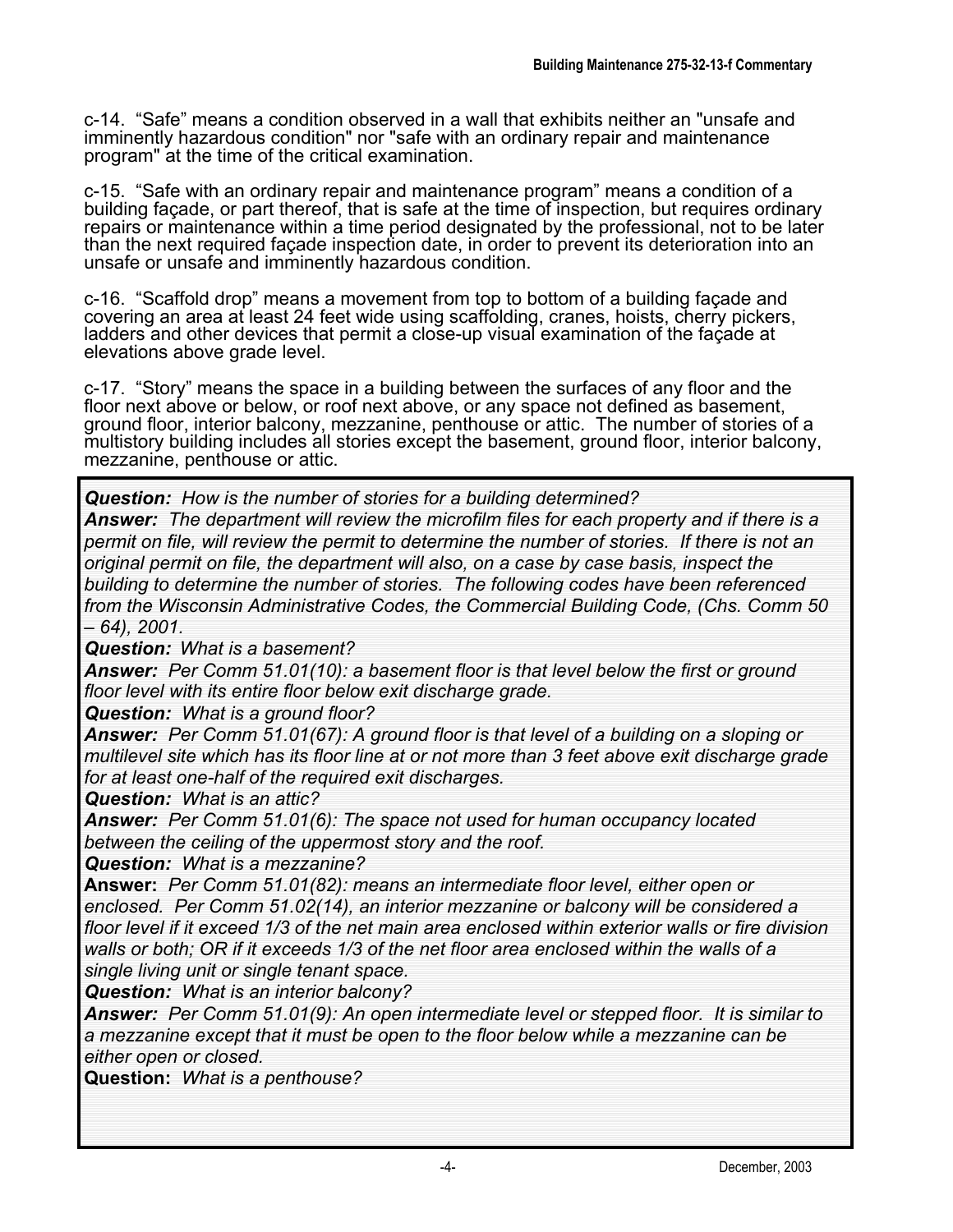c-14. "Safe" means a condition observed in a wall that exhibits neither an "unsafe and imminently hazardous condition" nor "safe with an ordinary repair and maintenance program" at the time of the critical examination.

c-15. "Safe with an ordinary repair and maintenance program" means a condition of a building façade, or part thereof, that is safe at the time of inspection, but requires ordinary repairs or maintenance within a time period designated by the professional, not to be later than the next required façade inspection date, in order to prevent its deterioration into an unsafe or unsafe and imminently hazardous condition.

c-16. "Scaffold drop" means a movement from top to bottom of a building façade and covering an area at least 24 feet wide using scaffolding, cranes, hoists, cherry pickers, ladders and other devices that permit a close-up visual examination of the façade at elevations above grade level.

c-17. "Story" means the space in a building between the surfaces of any floor and the floor next above or below, or roof next above, or any space not defined as basement, ground floor, interior balcony, mezzanine, penthouse or attic. The number of stories of a multistory building includes all stories except the basement, ground floor, interior balcony, mezzanine, penthouse or attic.

***Question:*** *How is the number of stories for a building determined?*
***Answer:*** *The department will review the microfilm files for each property and if there is a permit on file, will review the permit to determine the number of stories. If there is not an original permit on file, the department will also, on a case by case basis, inspect the building to determine the number of stories. The following codes have been referenced from the Wisconsin Administrative Codes, the Commercial Building Code, (Chs. Comm 50 – 64), 2001.*
***Question:*** *What is a basement?*
***Answer:*** *Per Comm 51.01(10): a basement floor is that level below the first or ground floor level with its entire floor below exit discharge grade.*
***Question:*** *What is a ground floor?*
***Answer:*** *Per Comm 51.01(67): A ground floor is that level of a building on a sloping or multilevel site which has its floor line at or not more than 3 feet above exit discharge grade for at least one-half of the required exit discharges.*
***Question:*** *What is an attic?*
***Answer:*** *Per Comm 51.01(6): The space not used for human occupancy located between the ceiling of the uppermost story and the roof.*
***Question:*** *What is a mezzanine?*
**Answer:** *Per Comm 51.01(82): means an intermediate floor level, either open or enclosed. Per Comm 51.02(14), an interior mezzanine or balcony will be considered a floor level if it exceed 1/3 of the net main area enclosed within exterior walls or fire division walls or both; OR if it exceeds 1/3 of the net floor area enclosed within the walls of a single living unit or single tenant space.*
***Question:*** *What is an interior balcony?*
***Answer:*** *Per Comm 51.01(9): An open intermediate level or stepped floor. It is similar to a mezzanine except that it must be open to the floor below while a mezzanine can be either open or closed.*
**Question:** *What is a penthouse?*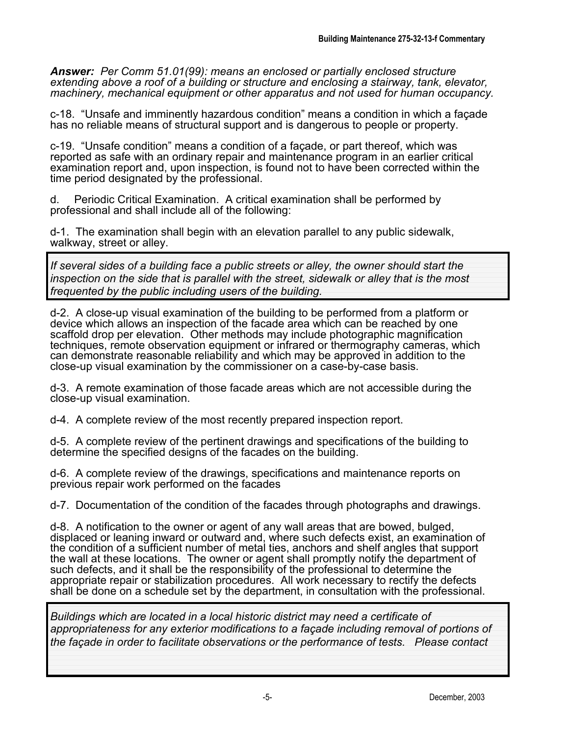***Answer:*** *Per Comm 51.01(99): means an enclosed or partially enclosed structure extending above a roof of a building or structure and enclosing a stairway, tank, elevator, machinery, mechanical equipment or other apparatus and not used for human occupancy.*

c-18. "Unsafe and imminently hazardous condition" means a condition in which a façade has no reliable means of structural support and is dangerous to people or property.

c-19. "Unsafe condition" means a condition of a façade, or part thereof, which was reported as safe with an ordinary repair and maintenance program in an earlier critical examination report and, upon inspection, is found not to have been corrected within the time period designated by the professional.

d. Periodic Critical Examination. A critical examination shall be performed by professional and shall include all of the following:

d-1. The examination shall begin with an elevation parallel to any public sidewalk, walkway, street or alley.

> *If several sides of a building face a public streets or alley, the owner should start the inspection on the side that is parallel with the street, sidewalk or alley that is the most frequented by the public including users of the building.*

d-2. A close-up visual examination of the building to be performed from a platform or device which allows an inspection of the facade area which can be reached by one scaffold drop per elevation. Other methods may include photographic magnification techniques, remote observation equipment or infrared or thermography cameras, which can demonstrate reasonable reliability and which may be approved in addition to the close-up visual examination by the commissioner on a case-by-case basis.

d-3. A remote examination of those facade areas which are not accessible during the close-up visual examination.

d-4. A complete review of the most recently prepared inspection report.

d-5. A complete review of the pertinent drawings and specifications of the building to determine the specified designs of the facades on the building.

d-6. A complete review of the drawings, specifications and maintenance reports on previous repair work performed on the facades

d-7. Documentation of the condition of the facades through photographs and drawings.

d-8. A notification to the owner or agent of any wall areas that are bowed, bulged, displaced or leaning inward or outward and, where such defects exist, an examination of the condition of a sufficient number of metal ties, anchors and shelf angles that support the wall at these locations. The owner or agent shall promptly notify the department of such defects, and it shall be the responsibility of the professional to determine the appropriate repair or stabilization procedures. All work necessary to rectify the defects shall be done on a schedule set by the department, in consultation with the professional.

> *Buildings which are located in a local historic district may need a certificate of appropriateness for any exterior modifications to a façade including removal of portions of the façade in order to facilitate observations or the performance of tests. Please contact*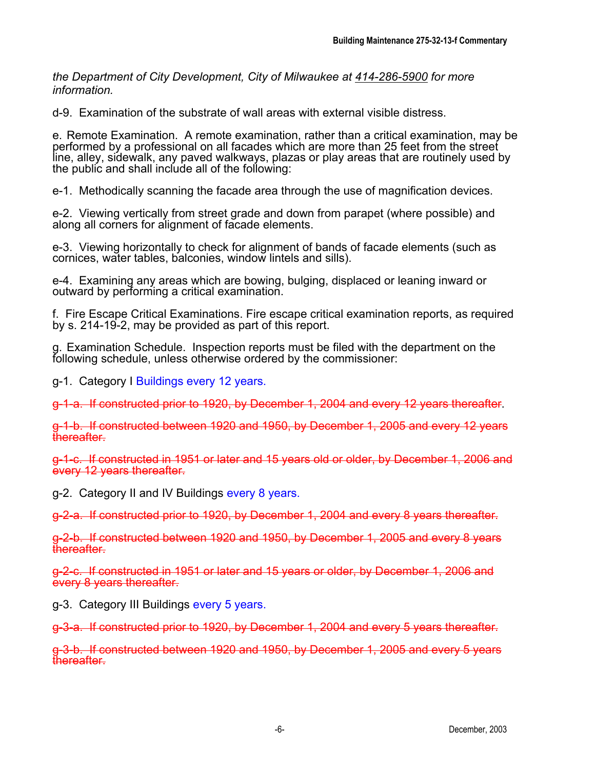*the Department of City Development, City of Milwaukee at 414-286-5900 for more information.*

d-9. Examination of the substrate of wall areas with external visible distress.

e. Remote Examination. A remote examination, rather than a critical examination, may be performed by a professional on all facades which are more than 25 feet from the street line, alley, sidewalk, any paved walkways, plazas or play areas that are routinely used by the public and shall include all of the following:

e-1. Methodically scanning the facade area through the use of magnification devices.

e-2. Viewing vertically from street grade and down from parapet (where possible) and along all corners for alignment of facade elements.

e-3. Viewing horizontally to check for alignment of bands of facade elements (such as cornices, water tables, balconies, window lintels and sills).

e-4. Examining any areas which are bowing, bulging, displaced or leaning inward or outward by performing a critical examination.

f. Fire Escape Critical Examinations. Fire escape critical examination reports, as required by s. 214-19-2, may be provided as part of this report.

g. Examination Schedule. Inspection reports must be filed with the department on the following schedule, unless otherwise ordered by the commissioner:

g-1. Category I Buildings every 12 years.

~~g-1-a. If constructed prior to 1920, by December 1, 2004 and every 12 years thereafter~~.

~~g-1-b. If constructed between 1920 and 1950, by December 1, 2005 and every 12 years thereafter.~~

~~g-1-c. If constructed in 1951 or later and 15 years old or older, by December 1, 2006 and every 12 years thereafter.~~

g-2. Category II and IV Buildings every 8 years.

~~g-2-a. If constructed prior to 1920, by December 1, 2004 and every 8 years thereafter.~~

~~g-2-b. If constructed between 1920 and 1950, by December 1, 2005 and every 8 years thereafter.~~

~~g-2-c. If constructed in 1951 or later and 15 years or older, by December 1, 2006 and every 8 years thereafter.~~

g-3. Category III Buildings every 5 years.

~~g-3-a. If constructed prior to 1920, by December 1, 2004 and every 5 years thereafter.~~

~~g-3-b. If constructed between 1920 and 1950, by December 1, 2005 and every 5 years thereafter.~~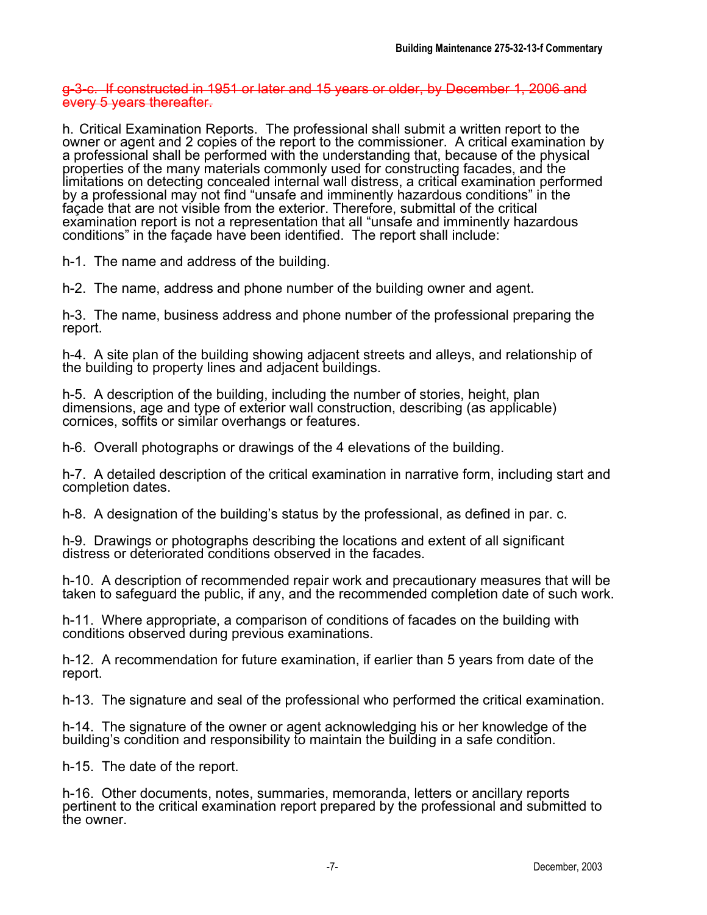~~g-3-c. If constructed in 1951 or later and 15 years or older, by December 1, 2006 and every 5 years thereafter.~~

h. Critical Examination Reports. The professional shall submit a written report to the owner or agent and 2 copies of the report to the commissioner. A critical examination by a professional shall be performed with the understanding that, because of the physical properties of the many materials commonly used for constructing facades, and the limitations on detecting concealed internal wall distress, a critical examination performed by a professional may not find "unsafe and imminently hazardous conditions" in the façade that are not visible from the exterior. Therefore, submittal of the critical examination report is not a representation that all "unsafe and imminently hazardous conditions" in the façade have been identified. The report shall include:

h-1. The name and address of the building.

h-2. The name, address and phone number of the building owner and agent.

h-3. The name, business address and phone number of the professional preparing the report.

h-4. A site plan of the building showing adjacent streets and alleys, and relationship of the building to property lines and adjacent buildings.

h-5. A description of the building, including the number of stories, height, plan dimensions, age and type of exterior wall construction, describing (as applicable) cornices, soffits or similar overhangs or features.

h-6. Overall photographs or drawings of the 4 elevations of the building.

h-7. A detailed description of the critical examination in narrative form, including start and completion dates.

h-8. A designation of the building's status by the professional, as defined in par. c.

h-9. Drawings or photographs describing the locations and extent of all significant distress or deteriorated conditions observed in the facades.

h-10. A description of recommended repair work and precautionary measures that will be taken to safeguard the public, if any, and the recommended completion date of such work.

h-11. Where appropriate, a comparison of conditions of facades on the building with conditions observed during previous examinations.

h-12. A recommendation for future examination, if earlier than 5 years from date of the report.

h-13. The signature and seal of the professional who performed the critical examination.

h-14. The signature of the owner or agent acknowledging his or her knowledge of the building's condition and responsibility to maintain the building in a safe condition.

h-15. The date of the report.

h-16. Other documents, notes, summaries, memoranda, letters or ancillary reports pertinent to the critical examination report prepared by the professional and submitted to the owner.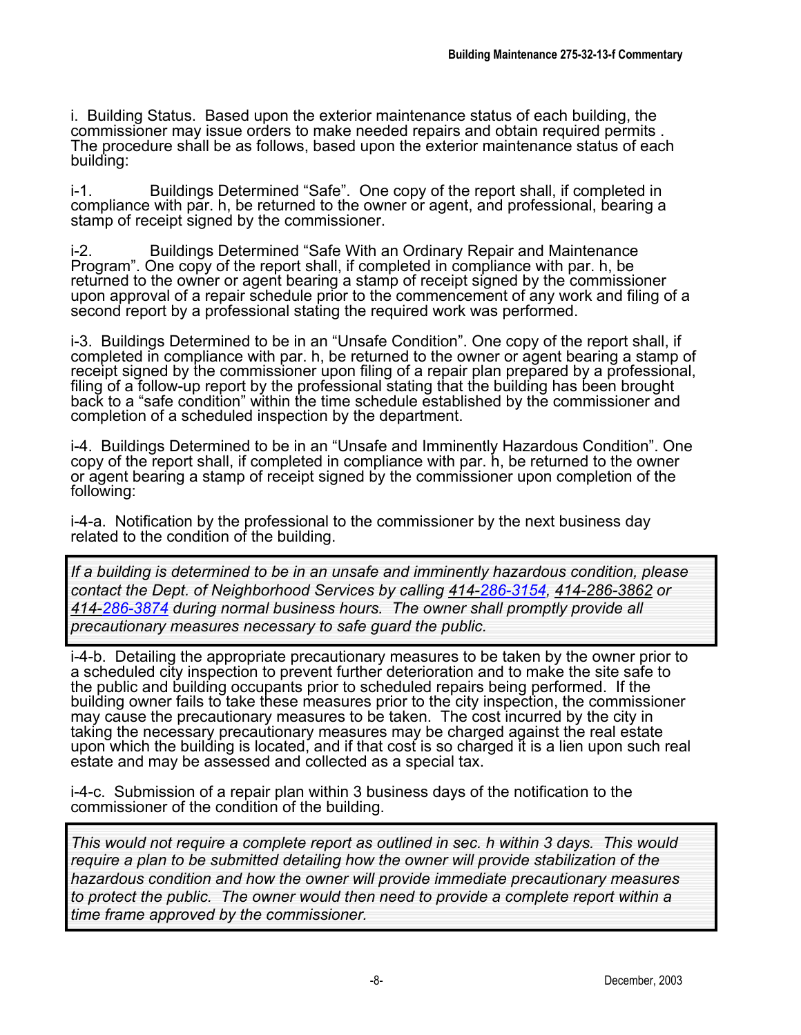i. Building Status. Based upon the exterior maintenance status of each building, the commissioner may issue orders to make needed repairs and obtain required permits . The procedure shall be as follows, based upon the exterior maintenance status of each building:

i-1. Buildings Determined "Safe". One copy of the report shall, if completed in compliance with par. h, be returned to the owner or agent, and professional, bearing a stamp of receipt signed by the commissioner.

i-2. Buildings Determined "Safe With an Ordinary Repair and Maintenance Program". One copy of the report shall, if completed in compliance with par. h, be returned to the owner or agent bearing a stamp of receipt signed by the commissioner upon approval of a repair schedule prior to the commencement of any work and filing of a second report by a professional stating the required work was performed.

i-3. Buildings Determined to be in an "Unsafe Condition". One copy of the report shall, if completed in compliance with par. h, be returned to the owner or agent bearing a stamp of receipt signed by the commissioner upon filing of a repair plan prepared by a professional, filing of a follow-up report by the professional stating that the building has been brought back to a "safe condition" within the time schedule established by the commissioner and completion of a scheduled inspection by the department.

i-4. Buildings Determined to be in an "Unsafe and Imminently Hazardous Condition". One copy of the report shall, if completed in compliance with par. h, be returned to the owner or agent bearing a stamp of receipt signed by the commissioner upon completion of the following:

i-4-a. Notification by the professional to the commissioner by the next business day related to the condition of the building.

> *If a building is determined to be in an unsafe and imminently hazardous condition, please contact the Dept. of Neighborhood Services by calling 414-286-3154, 414-286-3862 or 414-286-3874 during normal business hours. The owner shall promptly provide all precautionary measures necessary to safe guard the public.*

i-4-b. Detailing the appropriate precautionary measures to be taken by the owner prior to a scheduled city inspection to prevent further deterioration and to make the site safe to the public and building occupants prior to scheduled repairs being performed. If the building owner fails to take these measures prior to the city inspection, the commissioner may cause the precautionary measures to be taken. The cost incurred by the city in taking the necessary precautionary measures may be charged against the real estate upon which the building is located, and if that cost is so charged it is a lien upon such real estate and may be assessed and collected as a special tax.

i-4-c. Submission of a repair plan within 3 business days of the notification to the commissioner of the condition of the building.

> *This would not require a complete report as outlined in sec. h within 3 days. This would require a plan to be submitted detailing how the owner will provide stabilization of the hazardous condition and how the owner will provide immediate precautionary measures to protect the public. The owner would then need to provide a complete report within a time frame approved by the commissioner.*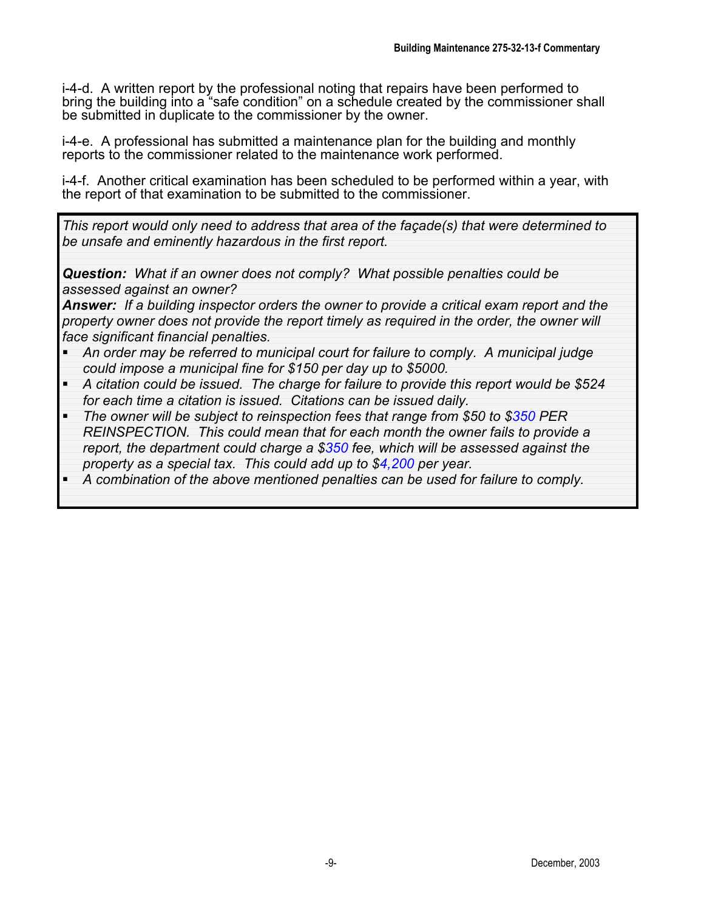i-4-d. A written report by the professional noting that repairs have been performed to bring the building into a "safe condition" on a schedule created by the commissioner shall be submitted in duplicate to the commissioner by the owner.

i-4-e. A professional has submitted a maintenance plan for the building and monthly reports to the commissioner related to the maintenance work performed.

i-4-f. Another critical examination has been scheduled to be performed within a year, with the report of that examination to be submitted to the commissioner.

*This report would only need to address that area of the façade(s) that were determined to be unsafe and eminently hazardous in the first report.*

***Question:*** *What if an owner does not comply? What possible penalties could be assessed against an owner?*
***Answer:*** *If a building inspector orders the owner to provide a critical exam report and the property owner does not provide the report timely as required in the order, the owner will face significant financial penalties.*

- *An order may be referred to municipal court for failure to comply. A municipal judge could impose a municipal fine for $150 per day up to $5000.*
- *A citation could be issued. The charge for failure to provide this report would be $524 for each time a citation is issued. Citations can be issued daily.*
- *The owner will be subject to reinspection fees that range from $50 to $350 PER REINSPECTION. This could mean that for each month the owner fails to provide a report, the department could charge a $350 fee, which will be assessed against the property as a special tax. This could add up to $4,200 per year.*
- *A combination of the above mentioned penalties can be used for failure to comply.*